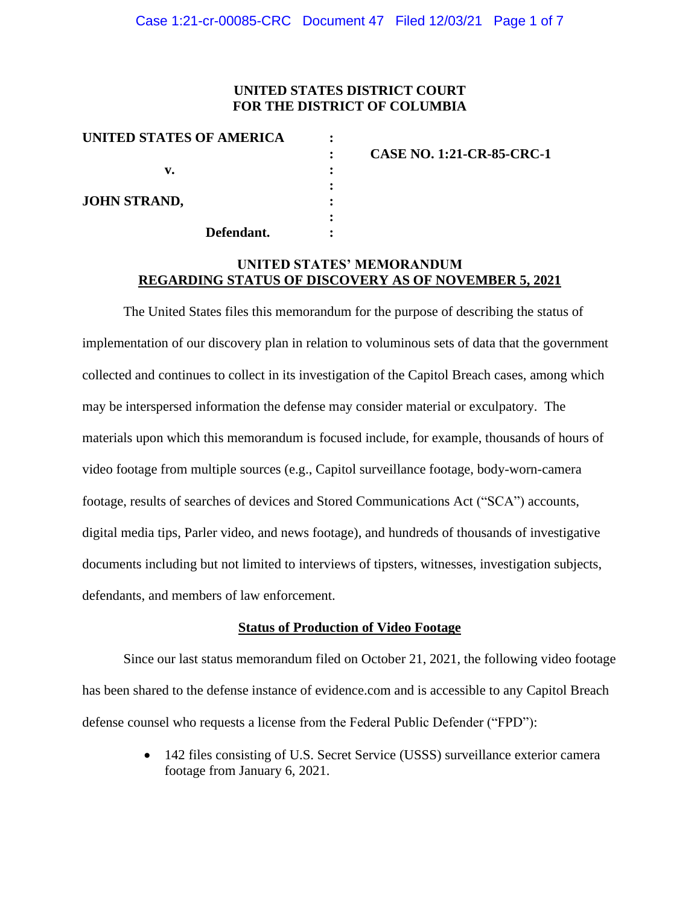**UNITED STATES DISTRICT COURT**
**FOR THE DISTRICT OF COLUMBIA**

| | | |
|---|---|---|
| **UNITED STATES OF AMERICA** | : | |
| | : | **CASE NO. 1:21-CR-85-CRC-1** |
| **v.** | : | |
| | : | |
| **JOHN STRAND,** | : | |
| | : | |
| **Defendant.** | : | |

**UNITED STATES' MEMORANDUM**
**REGARDING STATUS OF DISCOVERY AS OF NOVEMBER 5, 2021**

The United States files this memorandum for the purpose of describing the status of implementation of our discovery plan in relation to voluminous sets of data that the government collected and continues to collect in its investigation of the Capitol Breach cases, among which may be interspersed information the defense may consider material or exculpatory. The materials upon which this memorandum is focused include, for example, thousands of hours of video footage from multiple sources (e.g., Capitol surveillance footage, body-worn-camera footage, results of searches of devices and Stored Communications Act ("SCA") accounts, digital media tips, Parler video, and news footage), and hundreds of thousands of investigative documents including but not limited to interviews of tipsters, witnesses, investigation subjects, defendants, and members of law enforcement.

**Status of Production of Video Footage**

Since our last status memorandum filed on October 21, 2021, the following video footage has been shared to the defense instance of evidence.com and is accessible to any Capitol Breach defense counsel who requests a license from the Federal Public Defender ("FPD"):

- 142 files consisting of U.S. Secret Service (USSS) surveillance exterior camera footage from January 6, 2021.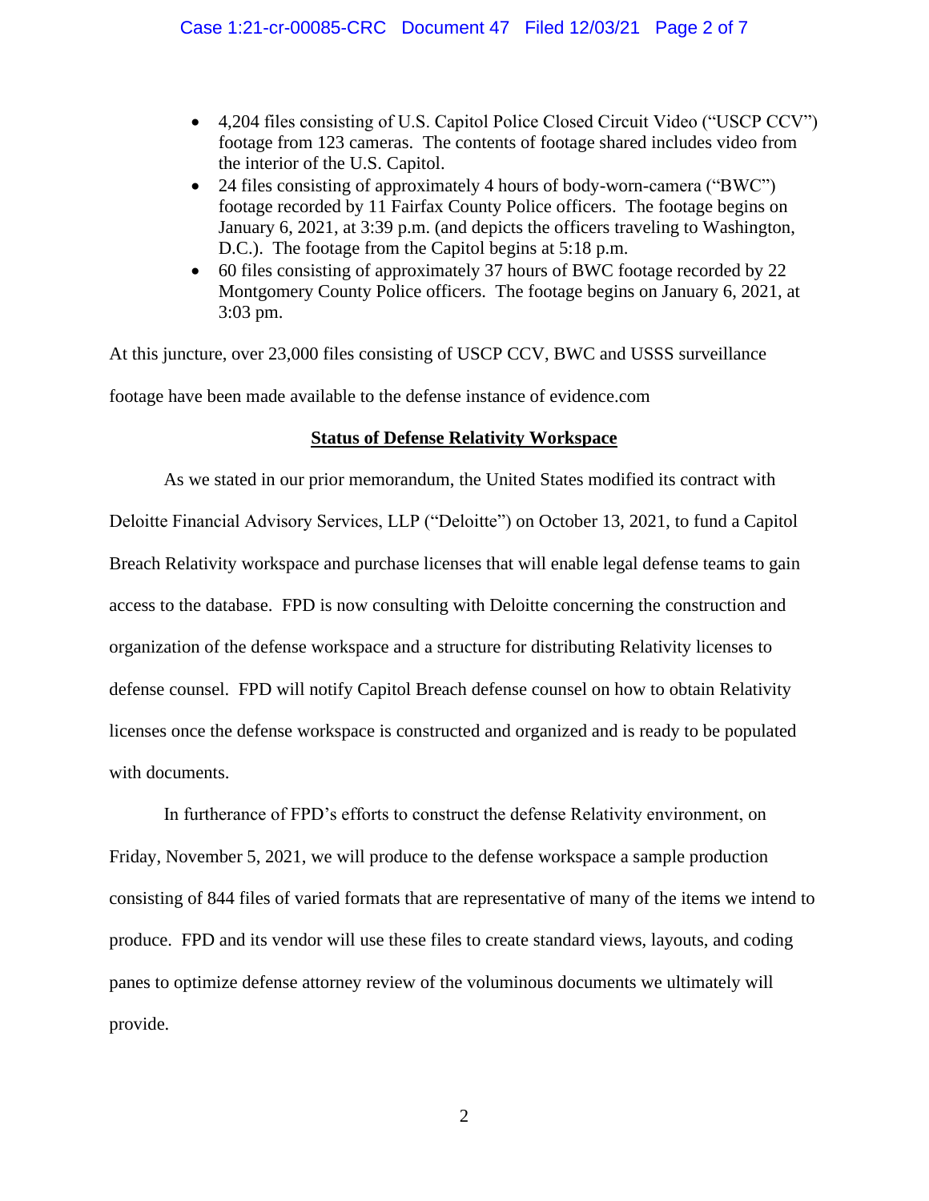- 4,204 files consisting of U.S. Capitol Police Closed Circuit Video ("USCP CCV") footage from 123 cameras. The contents of footage shared includes video from the interior of the U.S. Capitol.
- 24 files consisting of approximately 4 hours of body-worn-camera ("BWC") footage recorded by 11 Fairfax County Police officers. The footage begins on January 6, 2021, at 3:39 p.m. (and depicts the officers traveling to Washington, D.C.). The footage from the Capitol begins at 5:18 p.m.
- 60 files consisting of approximately 37 hours of BWC footage recorded by 22 Montgomery County Police officers. The footage begins on January 6, 2021, at 3:03 pm.

At this juncture, over 23,000 files consisting of USCP CCV, BWC and USSS surveillance footage have been made available to the defense instance of evidence.com

**Status of Defense Relativity Workspace**

As we stated in our prior memorandum, the United States modified its contract with Deloitte Financial Advisory Services, LLP ("Deloitte") on October 13, 2021, to fund a Capitol Breach Relativity workspace and purchase licenses that will enable legal defense teams to gain access to the database. FPD is now consulting with Deloitte concerning the construction and organization of the defense workspace and a structure for distributing Relativity licenses to defense counsel. FPD will notify Capitol Breach defense counsel on how to obtain Relativity licenses once the defense workspace is constructed and organized and is ready to be populated with documents.

In furtherance of FPD's efforts to construct the defense Relativity environment, on Friday, November 5, 2021, we will produce to the defense workspace a sample production consisting of 844 files of varied formats that are representative of many of the items we intend to produce. FPD and its vendor will use these files to create standard views, layouts, and coding panes to optimize defense attorney review of the voluminous documents we ultimately will provide.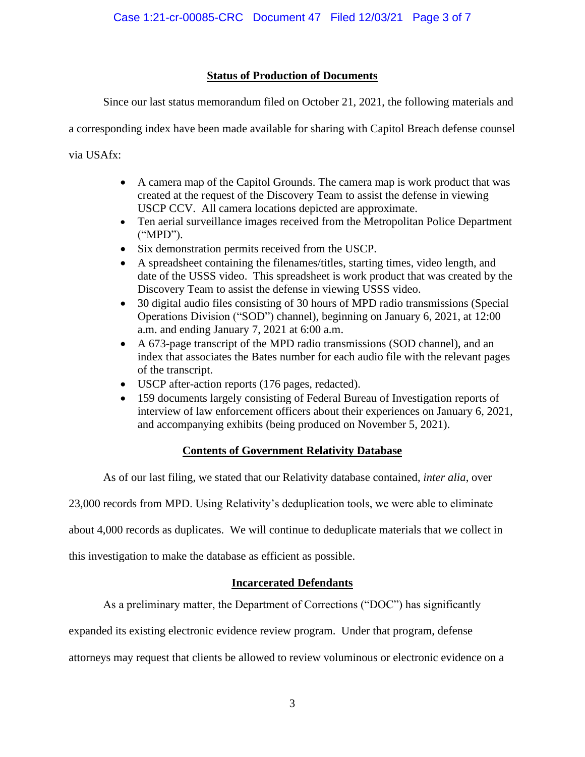## Status of Production of Documents

Since our last status memorandum filed on October 21, 2021, the following materials and a corresponding index have been made available for sharing with Capitol Breach defense counsel via USAfx:

- A camera map of the Capitol Grounds. The camera map is work product that was created at the request of the Discovery Team to assist the defense in viewing USCP CCV. All camera locations depicted are approximate.
- Ten aerial surveillance images received from the Metropolitan Police Department ("MPD").
- Six demonstration permits received from the USCP.
- A spreadsheet containing the filenames/titles, starting times, video length, and date of the USSS video. This spreadsheet is work product that was created by the Discovery Team to assist the defense in viewing USSS video.
- 30 digital audio files consisting of 30 hours of MPD radio transmissions (Special Operations Division ("SOD") channel), beginning on January 6, 2021, at 12:00 a.m. and ending January 7, 2021 at 6:00 a.m.
- A 673-page transcript of the MPD radio transmissions (SOD channel), and an index that associates the Bates number for each audio file with the relevant pages of the transcript.
- USCP after-action reports (176 pages, redacted).
- 159 documents largely consisting of Federal Bureau of Investigation reports of interview of law enforcement officers about their experiences on January 6, 2021, and accompanying exhibits (being produced on November 5, 2021).

## Contents of Government Relativity Database

As of our last filing, we stated that our Relativity database contained, *inter alia*, over 23,000 records from MPD. Using Relativity's deduplication tools, we were able to eliminate about 4,000 records as duplicates. We will continue to deduplicate materials that we collect in this investigation to make the database as efficient as possible.

## Incarcerated Defendants

As a preliminary matter, the Department of Corrections ("DOC") has significantly expanded its existing electronic evidence review program. Under that program, defense attorneys may request that clients be allowed to review voluminous or electronic evidence on a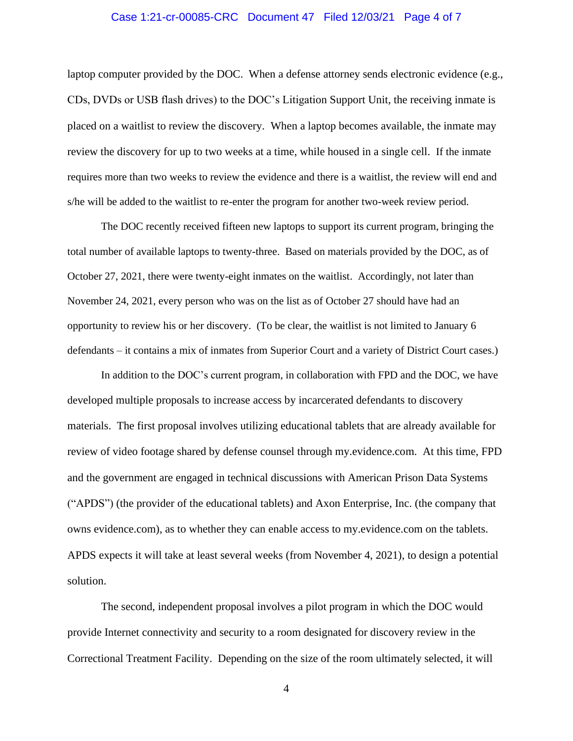laptop computer provided by the DOC. When a defense attorney sends electronic evidence (e.g., CDs, DVDs or USB flash drives) to the DOC's Litigation Support Unit, the receiving inmate is placed on a waitlist to review the discovery. When a laptop becomes available, the inmate may review the discovery for up to two weeks at a time, while housed in a single cell. If the inmate requires more than two weeks to review the evidence and there is a waitlist, the review will end and s/he will be added to the waitlist to re-enter the program for another two-week review period.

The DOC recently received fifteen new laptops to support its current program, bringing the total number of available laptops to twenty-three. Based on materials provided by the DOC, as of October 27, 2021, there were twenty-eight inmates on the waitlist. Accordingly, not later than November 24, 2021, every person who was on the list as of October 27 should have had an opportunity to review his or her discovery. (To be clear, the waitlist is not limited to January 6 defendants – it contains a mix of inmates from Superior Court and a variety of District Court cases.)

In addition to the DOC's current program, in collaboration with FPD and the DOC, we have developed multiple proposals to increase access by incarcerated defendants to discovery materials. The first proposal involves utilizing educational tablets that are already available for review of video footage shared by defense counsel through my.evidence.com. At this time, FPD and the government are engaged in technical discussions with American Prison Data Systems ("APDS") (the provider of the educational tablets) and Axon Enterprise, Inc. (the company that owns evidence.com), as to whether they can enable access to my.evidence.com on the tablets. APDS expects it will take at least several weeks (from November 4, 2021), to design a potential solution.

The second, independent proposal involves a pilot program in which the DOC would provide Internet connectivity and security to a room designated for discovery review in the Correctional Treatment Facility. Depending on the size of the room ultimately selected, it will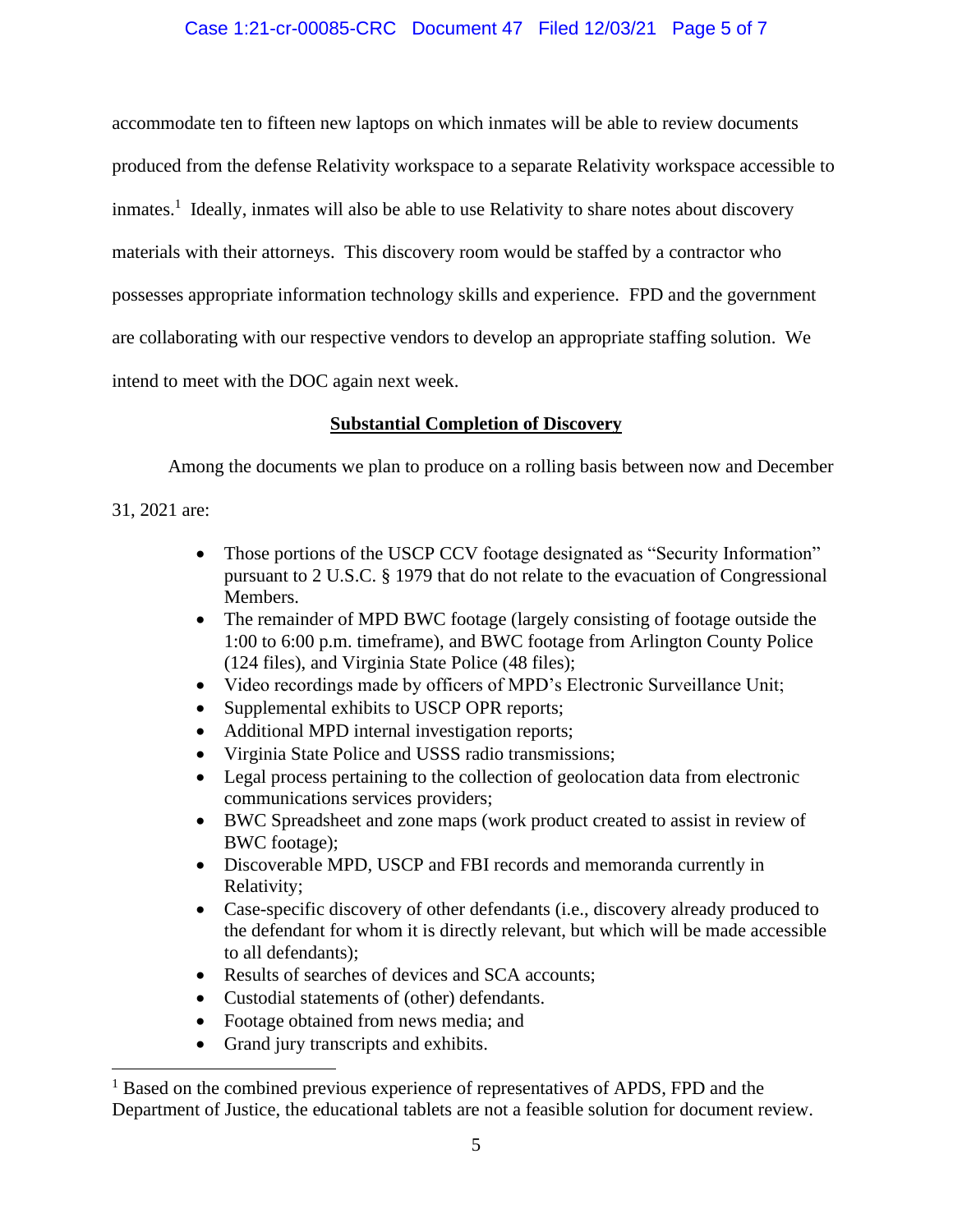accommodate ten to fifteen new laptops on which inmates will be able to review documents produced from the defense Relativity workspace to a separate Relativity workspace accessible to inmates.[1] Ideally, inmates will also be able to use Relativity to share notes about discovery materials with their attorneys. This discovery room would be staffed by a contractor who possesses appropriate information technology skills and experience. FPD and the government are collaborating with our respective vendors to develop an appropriate staffing solution. We intend to meet with the DOC again next week.

**<u>Substantial Completion of Discovery</u>**

Among the documents we plan to produce on a rolling basis between now and December 31, 2021 are:

- Those portions of the USCP CCV footage designated as "Security Information" pursuant to 2 U.S.C. § 1979 that do not relate to the evacuation of Congressional Members.
- The remainder of MPD BWC footage (largely consisting of footage outside the 1:00 to 6:00 p.m. timeframe), and BWC footage from Arlington County Police (124 files), and Virginia State Police (48 files);
- Video recordings made by officers of MPD's Electronic Surveillance Unit;
- Supplemental exhibits to USCP OPR reports;
- Additional MPD internal investigation reports;
- Virginia State Police and USSS radio transmissions;
- Legal process pertaining to the collection of geolocation data from electronic communications services providers;
- BWC Spreadsheet and zone maps (work product created to assist in review of BWC footage);
- Discoverable MPD, USCP and FBI records and memoranda currently in Relativity;
- Case-specific discovery of other defendants (i.e., discovery already produced to the defendant for whom it is directly relevant, but which will be made accessible to all defendants);
- Results of searches of devices and SCA accounts;
- Custodial statements of (other) defendants.
- Footage obtained from news media; and
- Grand jury transcripts and exhibits.

---

[1] Based on the combined previous experience of representatives of APDS, FPD and the Department of Justice, the educational tablets are not a feasible solution for document review.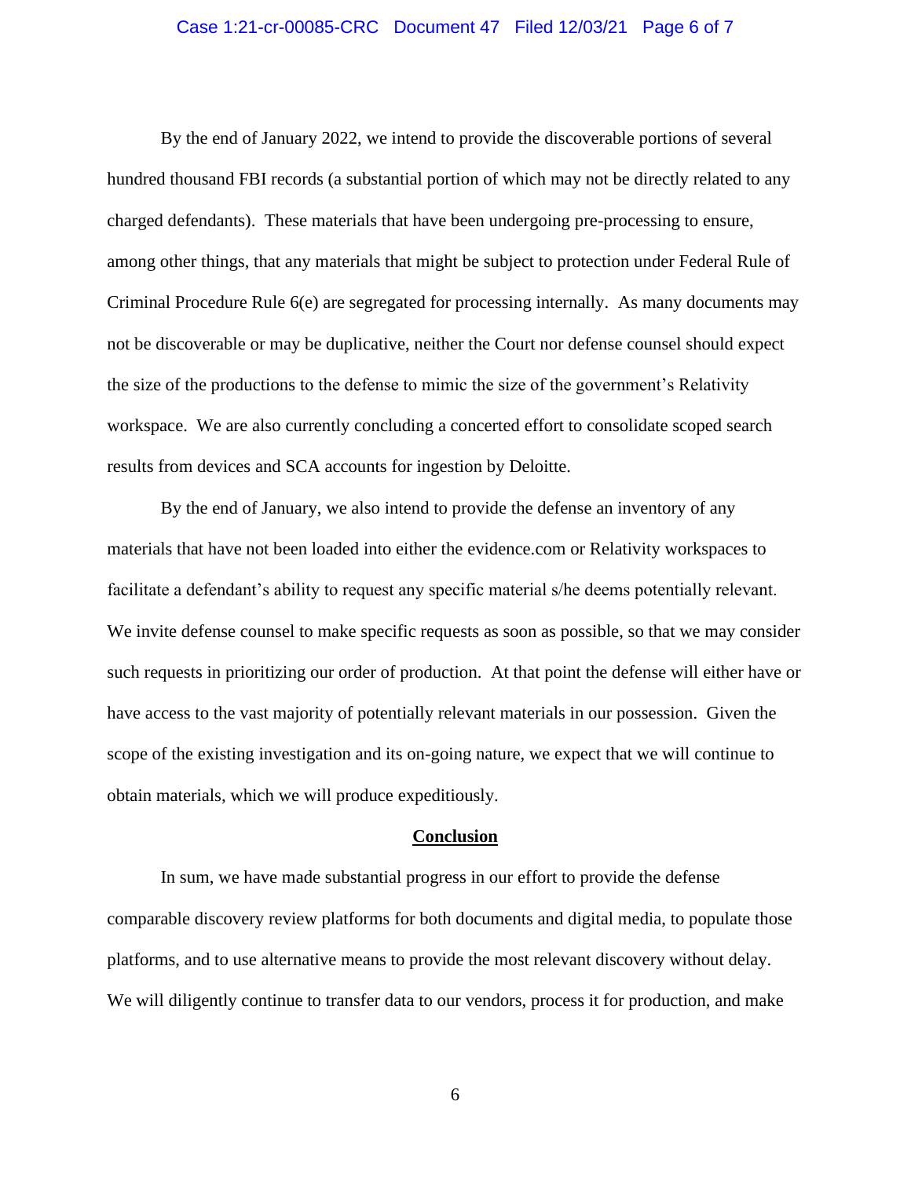By the end of January 2022, we intend to provide the discoverable portions of several hundred thousand FBI records (a substantial portion of which may not be directly related to any charged defendants). These materials that have been undergoing pre-processing to ensure, among other things, that any materials that might be subject to protection under Federal Rule of Criminal Procedure Rule 6(e) are segregated for processing internally. As many documents may not be discoverable or may be duplicative, neither the Court nor defense counsel should expect the size of the productions to the defense to mimic the size of the government's Relativity workspace. We are also currently concluding a concerted effort to consolidate scoped search results from devices and SCA accounts for ingestion by Deloitte.

By the end of January, we also intend to provide the defense an inventory of any materials that have not been loaded into either the evidence.com or Relativity workspaces to facilitate a defendant's ability to request any specific material s/he deems potentially relevant. We invite defense counsel to make specific requests as soon as possible, so that we may consider such requests in prioritizing our order of production. At that point the defense will either have or have access to the vast majority of potentially relevant materials in our possession. Given the scope of the existing investigation and its on-going nature, we expect that we will continue to obtain materials, which we will produce expeditiously.

## Conclusion

In sum, we have made substantial progress in our effort to provide the defense comparable discovery review platforms for both documents and digital media, to populate those platforms, and to use alternative means to provide the most relevant discovery without delay. We will diligently continue to transfer data to our vendors, process it for production, and make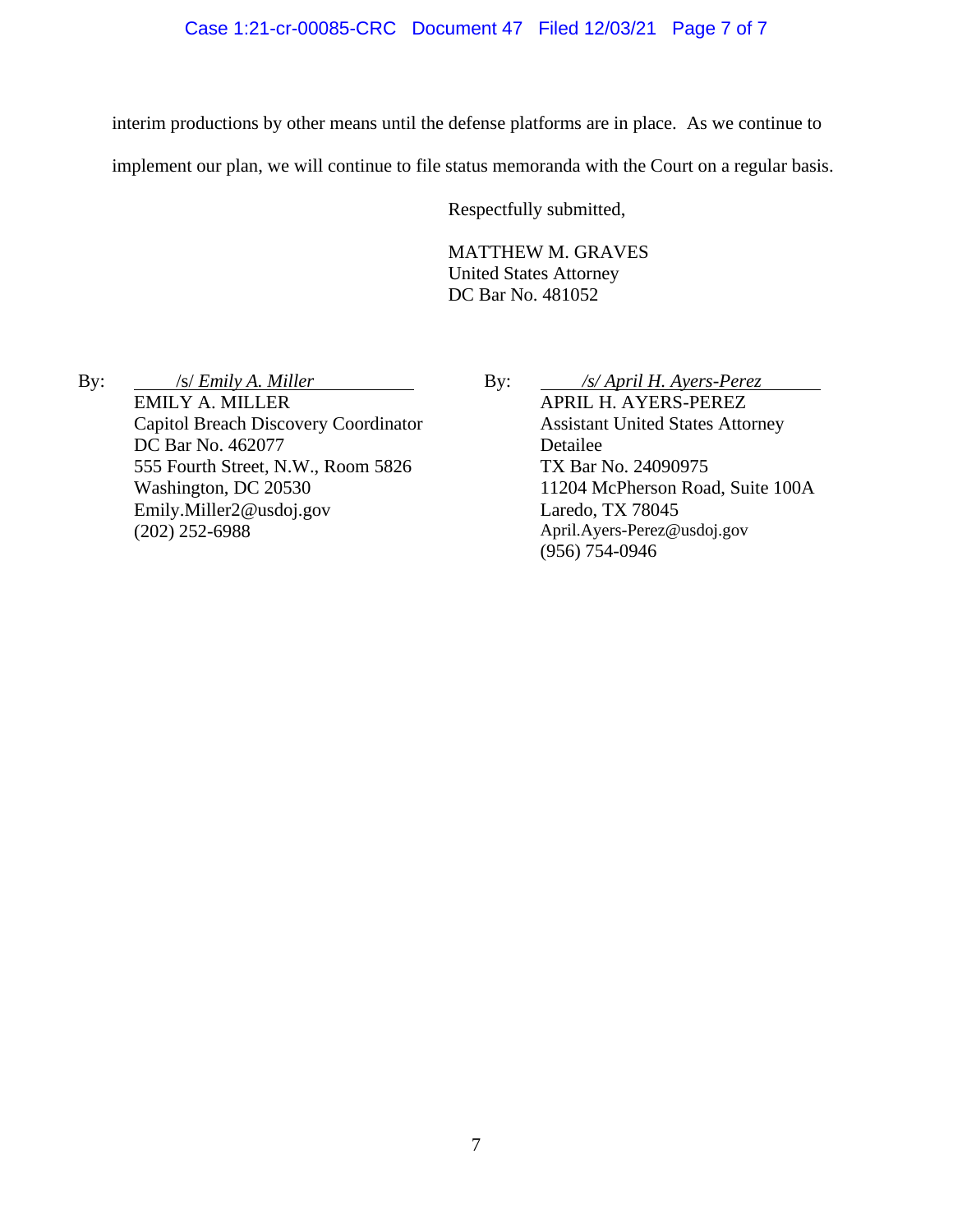interim productions by other means until the defense platforms are in place. As we continue to implement our plan, we will continue to file status memoranda with the Court on a regular basis.

Respectfully submitted,

MATTHEW M. GRAVES
United States Attorney
DC Bar No. 481052

By: /s/ *Emily A. Miller*
EMILY A. MILLER
Capitol Breach Discovery Coordinator
DC Bar No. 462077
555 Fourth Street, N.W., Room 5826
Washington, DC 20530
Emily.Miller2@usdoj.gov
(202) 252-6988

By: */s/ April H. Ayers-Perez*
APRIL H. AYERS-PEREZ
Assistant United States Attorney
Detailee
TX Bar No. 24090975
11204 McPherson Road, Suite 100A
Laredo, TX 78045
April.Ayers-Perez@usdoj.gov
(956) 754-0946